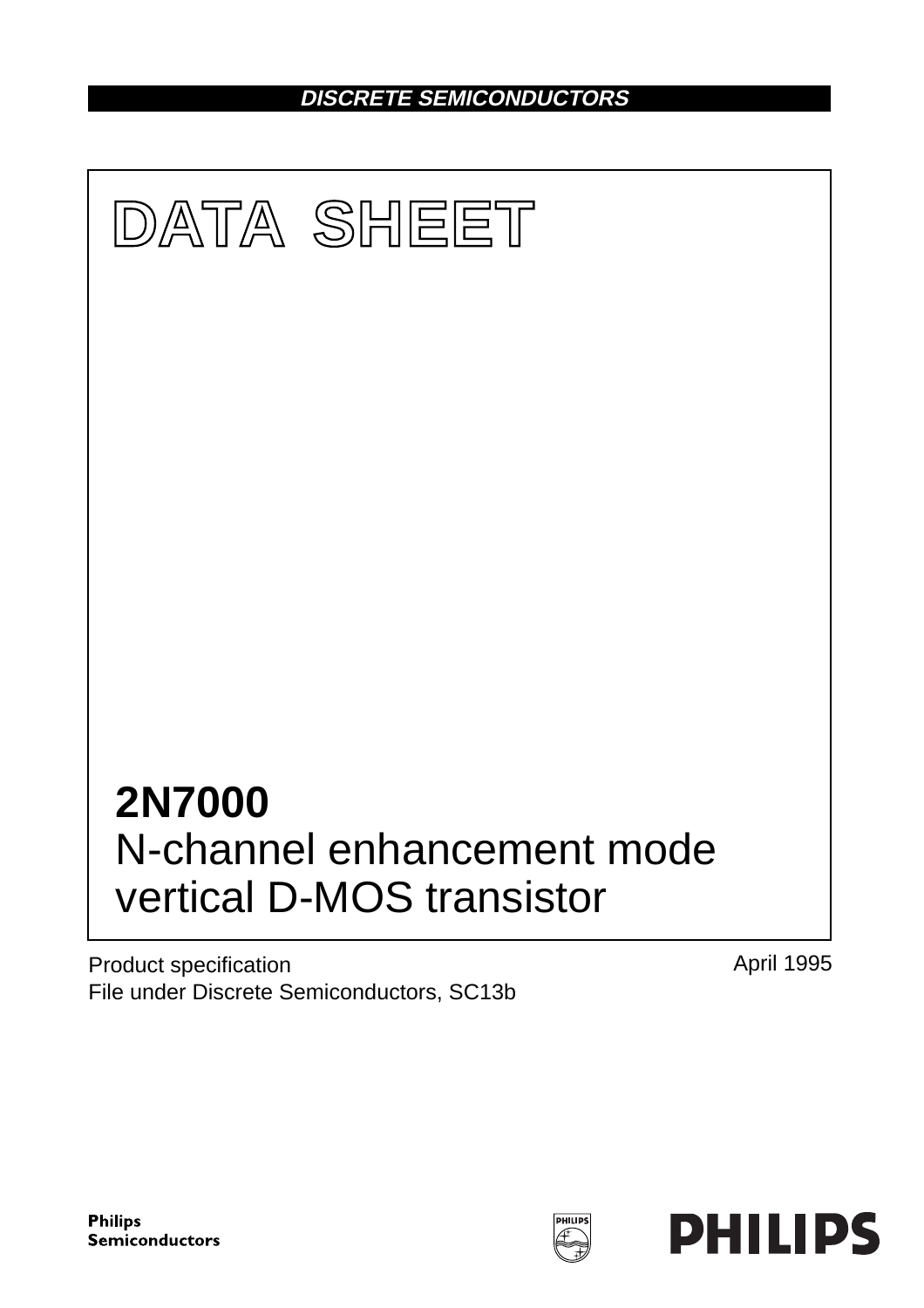DISCRETE SEMICONDUCTORS

# DATA SHEET

## 2N7000
N-channel enhancement mode vertical D-MOS transistor

Product specification
File under Discrete Semiconductors, SC13b

April 1995

Philips Semiconductors

PHILIPS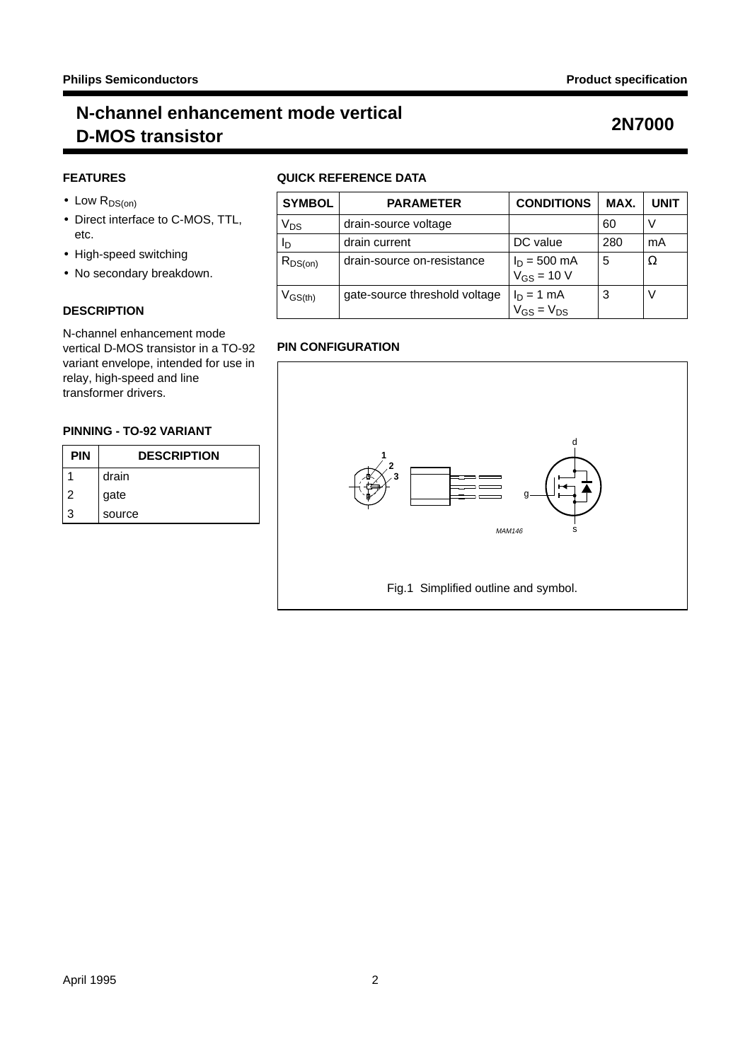# N-channel enhancement mode vertical D-MOS transistor

## 2N7000

### FEATURES

- Low $R_{DS(on)}$
- Direct interface to C-MOS, TTL, etc.
- High-speed switching
- No secondary breakdown.

### DESCRIPTION

N-channel enhancement mode vertical D-MOS transistor in a TO-92 variant envelope, intended for use in relay, high-speed and line transformer drivers.

### PINNING - TO-92 VARIANT

| PIN | DESCRIPTION |
|---|---|
| 1 | drain |
| 2 | gate |
| 3 | source |

### QUICK REFERENCE DATA

| SYMBOL | PARAMETER | CONDITIONS | MAX. | UNIT |
|---|---|---|---|---|
| $V_{DS}$ | drain-source voltage | | 60 | V |
| $I_D$ | drain current | DC value | 280 | mA |
| $R_{DS(on)}$ | drain-source on-resistance | $I_D$ = 500 mA $V_{GS}$ = 10 V | 5 | Ω |
| $V_{GS(th)}$ | gate-source threshold voltage | $I_D$ = 1 mA $V_{GS} = V_{DS}$ | 3 | V |

### PIN CONFIGURATION

Fig.1 Simplified outline and symbol.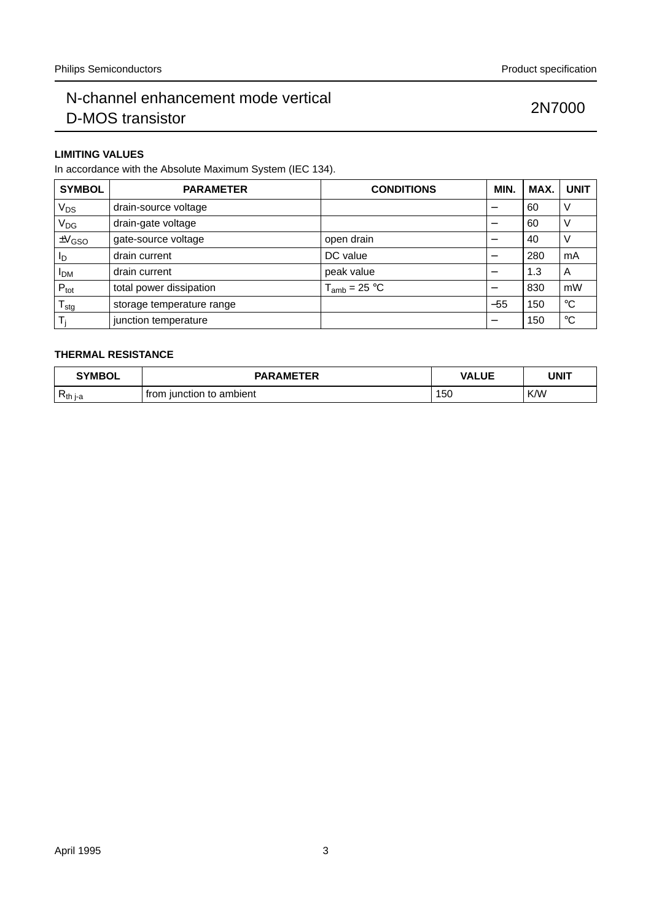### LIMITING VALUES

In accordance with the Absolute Maximum System (IEC 134).

| SYMBOL | PARAMETER | CONDITIONS | MIN. | MAX. | UNIT |
|---|---|---|---|---|---|
| $V_{DS}$ | drain-source voltage | | − | 60 | V |
| $V_{DG}$ | drain-gate voltage | | − | 60 | V |
| $\pm V_{GSO}$ | gate-source voltage | open drain | − | 40 | V |
| $I_D$ | drain current | DC value | − | 280 | mA |
| $I_{DM}$ | drain current | peak value | − | 1.3 | A |
| $P_{tot}$ | total power dissipation | $T_{amb}$ = 25 °C | − | 830 | mW |
| $T_{stg}$ | storage temperature range | | −55 | 150 | °C |
| $T_j$ | junction temperature | | − | 150 | °C |

### THERMAL RESISTANCE

| SYMBOL | PARAMETER | VALUE | UNIT |
|---|---|---|---|
| $R_{th\ j\text{-}a}$ | from junction to ambient | 150 | K/W |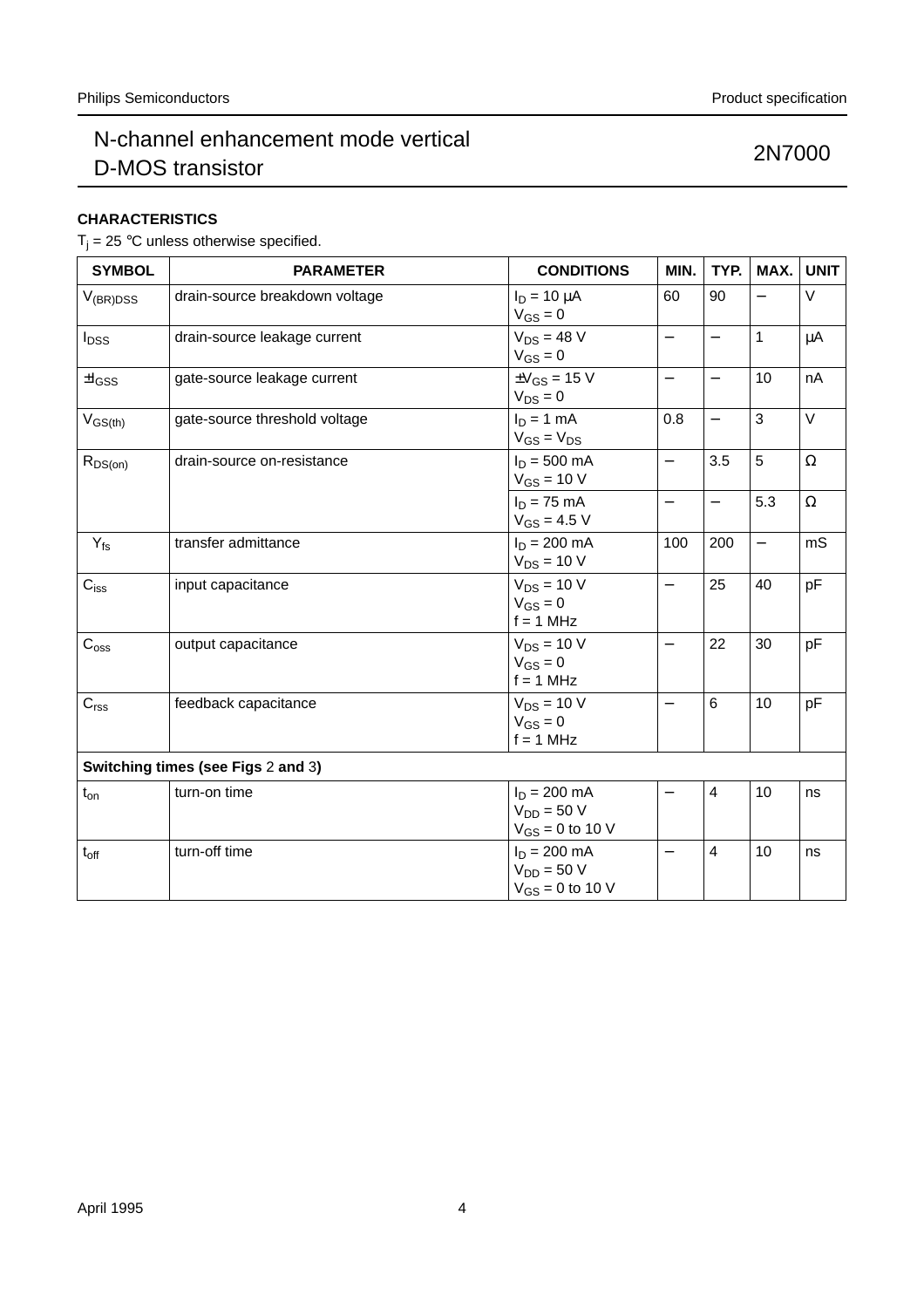## CHARACTERISTICS

$T_j$ = 25 °C unless otherwise specified.

| SYMBOL | PARAMETER | CONDITIONS | MIN. | TYP. | MAX. | UNIT |
|---|---|---|---|---|---|---|
| $V_{(BR)DSS}$ | drain-source breakdown voltage | $I_D$ = 10 μA<br>$V_{GS}$ = 0 | 60 | 90 | – | V |
| $I_{DSS}$ | drain-source leakage current | $V_{DS}$ = 48 V<br>$V_{GS}$ = 0 | – | – | 1 | μA |
| $\pm I_{GSS}$ | gate-source leakage current | $\pm V_{GS}$ = 15 V<br>$V_{DS}$ = 0 | – | – | 10 | nA |
| $V_{GS(th)}$ | gate-source threshold voltage | $I_D$ = 1 mA<br>$V_{GS} = V_{DS}$ | 0.8 | – | 3 | V |
| $R_{DS(on)}$ | drain-source on-resistance | $I_D$ = 500 mA<br>$V_{GS}$ = 10 V | – | 3.5 | 5 | Ω |
| | | $I_D$ = 75 mA<br>$V_{GS}$ = 4.5 V | – | – | 5.3 | Ω |
| $Y_{fs}$ | transfer admittance | $I_D$ = 200 mA<br>$V_{DS}$ = 10 V | 100 | 200 | – | mS |
| $C_{iss}$ | input capacitance | $V_{DS}$ = 10 V<br>$V_{GS}$ = 0<br>f = 1 MHz | – | 25 | 40 | pF |
| $C_{oss}$ | output capacitance | $V_{DS}$ = 10 V<br>$V_{GS}$ = 0<br>f = 1 MHz | – | 22 | 30 | pF |
| $C_{rss}$ | feedback capacitance | $V_{DS}$ = 10 V<br>$V_{GS}$ = 0<br>f = 1 MHz | – | 6 | 10 | pF |
| **Switching times (see Figs 2 and 3)** | | | | | | |
| $t_{on}$ | turn-on time | $I_D$ = 200 mA<br>$V_{DD}$ = 50 V<br>$V_{GS}$ = 0 to 10 V | – | 4 | 10 | ns |
| $t_{off}$ | turn-off time | $I_D$ = 200 mA<br>$V_{DD}$ = 50 V<br>$V_{GS}$ = 0 to 10 V | – | 4 | 10 | ns |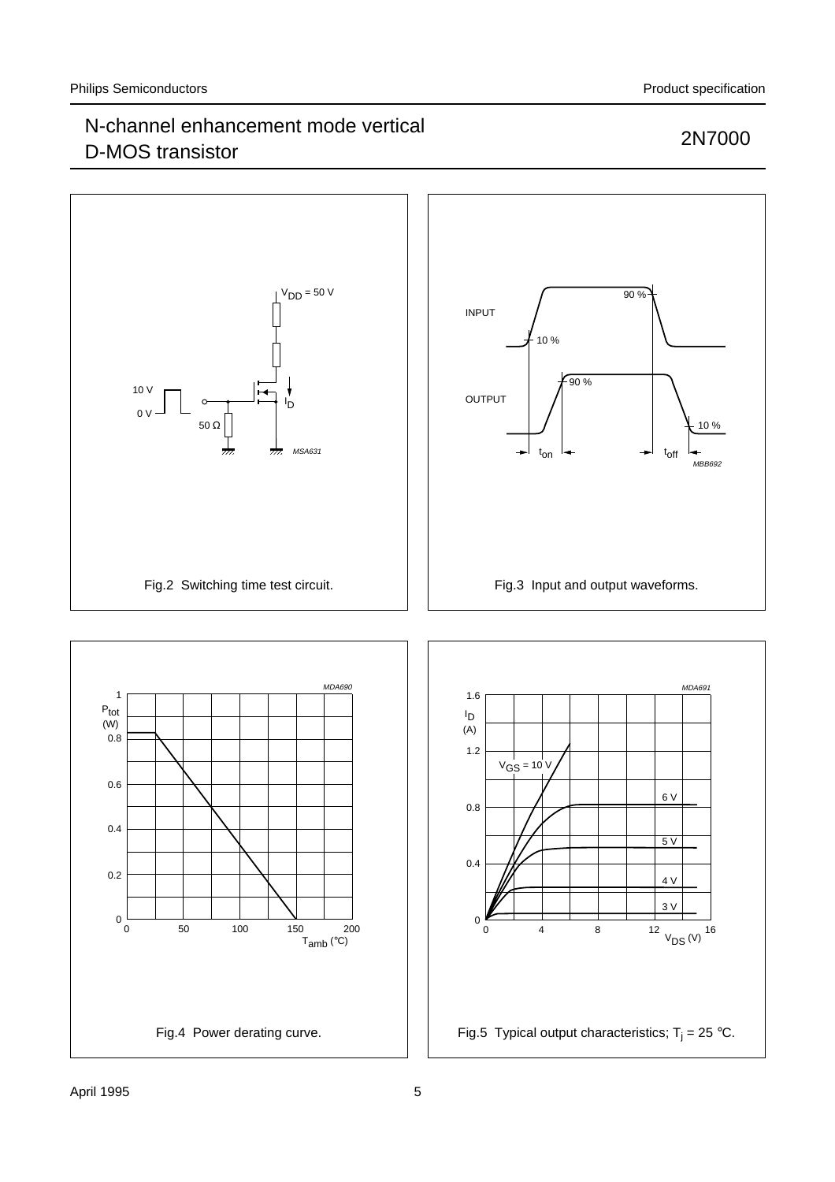Fig.2 Switching time test circuit.

Fig.3 Input and output waveforms.

Fig.4 Power derating curve.

Fig.5 Typical output characteristics; $T_j = 25$ °C.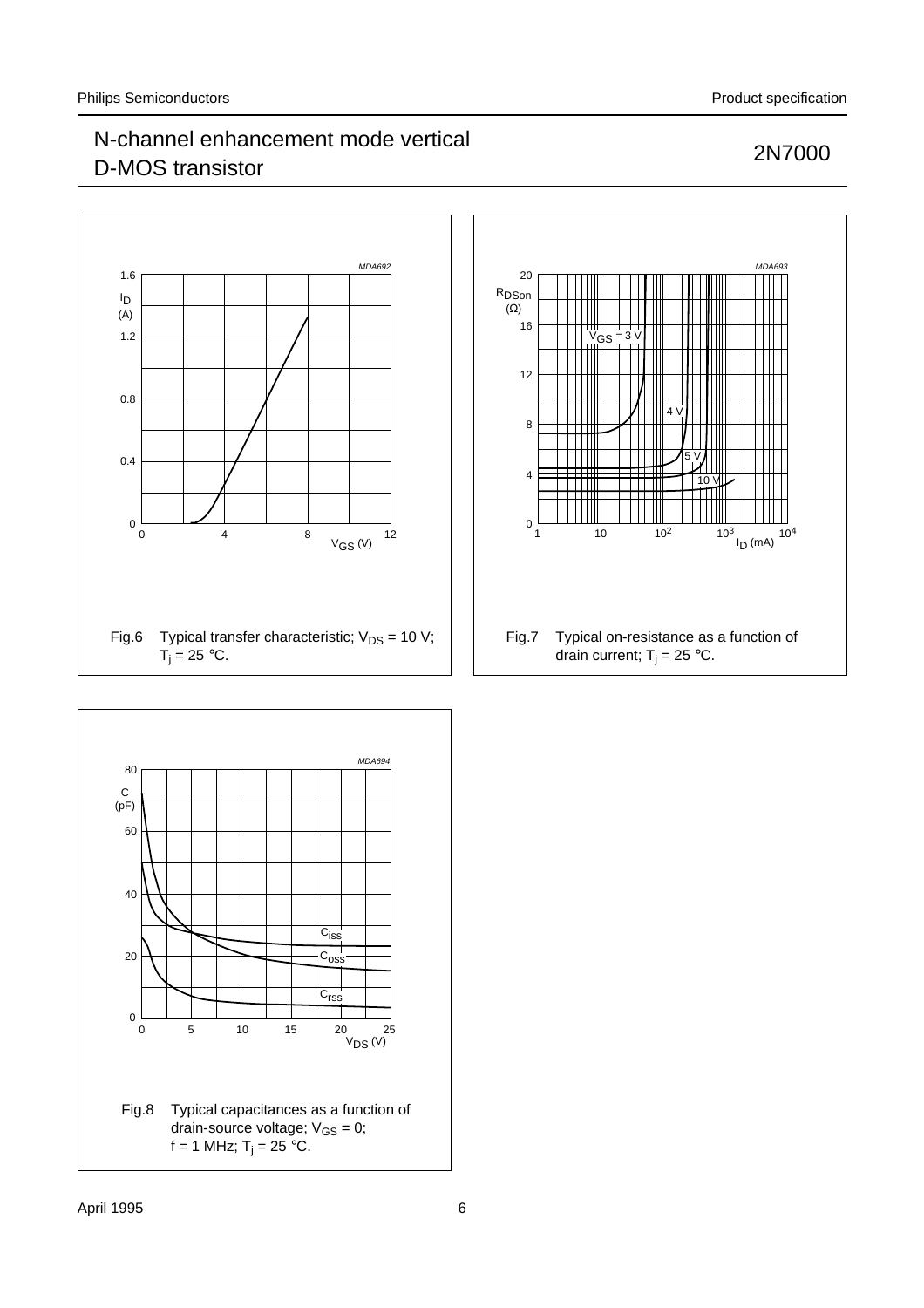Fig.6 Typical transfer characteristic; $V_{DS}$ = 10 V; $T_j$ = 25 °C.

Fig.7 Typical on-resistance as a function of drain current; $T_j$ = 25 °C.

Fig.8 Typical capacitances as a function of drain-source voltage; $V_{GS}$ = 0; f = 1 MHz; $T_j$ = 25 °C.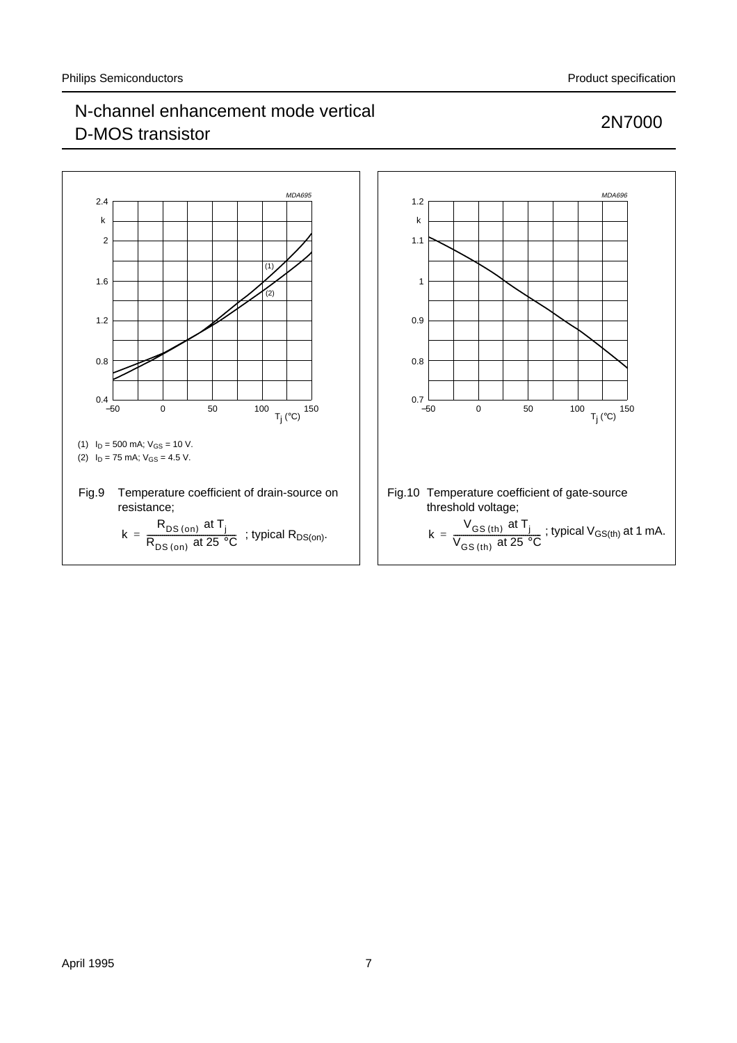(1) $I_D$ = 500 mA; $V_{GS}$ = 10 V.

(2) $I_D$ = 75 mA; $V_{GS}$ = 4.5 V.

Fig.9 Temperature coefficient of drain-source on resistance;

$$k = \frac{R_{DS(on)} \text{ at } T_j}{R_{DS(on)} \text{ at } 25\ °C}$$ ; typical $R_{DS(on)}$.

Fig.10 Temperature coefficient of gate-source threshold voltage;

$$k = \frac{V_{GS(th)} \text{ at } T_j}{V_{GS(th)} \text{ at } 25\ °C}$$ ; typical $V_{GS(th)}$ at 1 mA.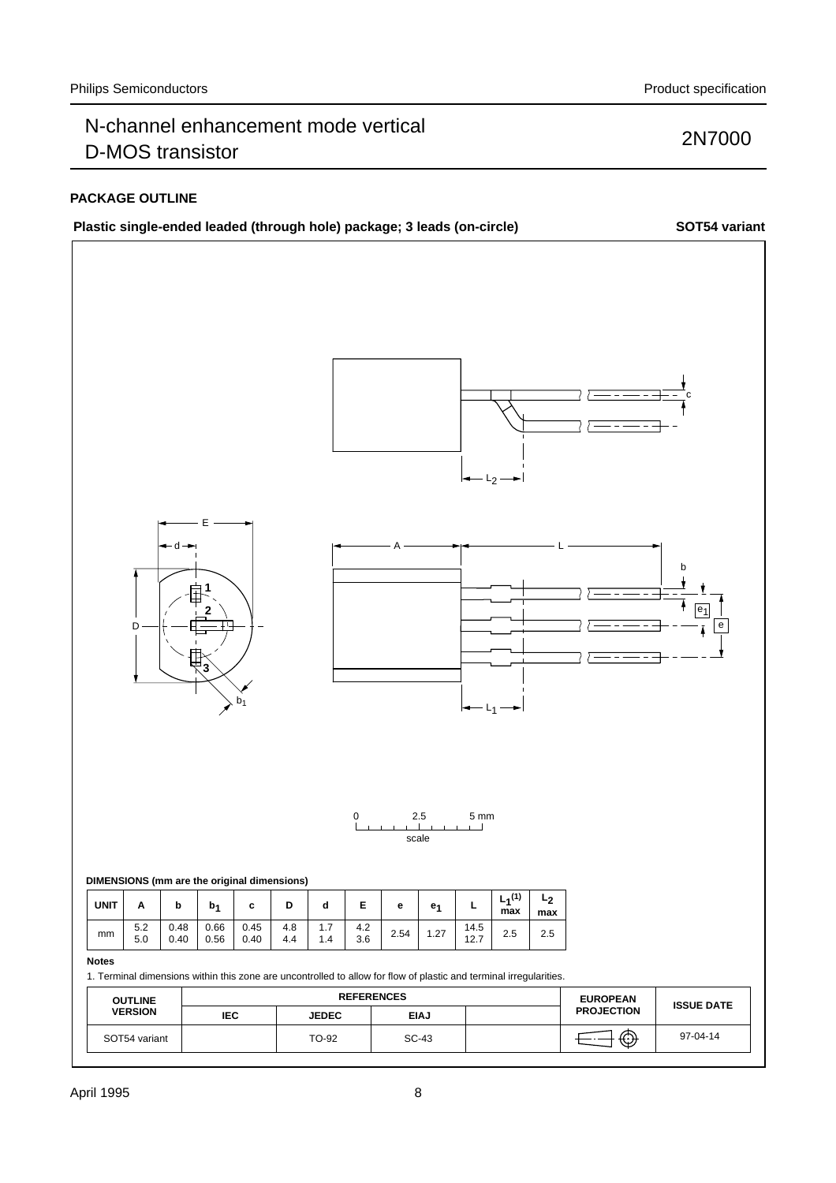## PACKAGE OUTLINE

**Plastic single-ended leaded (through hole) package; 3 leads (on-circle)** **SOT54 variant**

**DIMENSIONS (mm are the original dimensions)**

| UNIT | A | b | $b_1$ | c | D | d | E | e | $e_1$ | L | $L_1^{(1)}$ max | $L_2$ max |
|---|---|---|---|---|---|---|---|---|---|---|---|---|
| mm | 5.2<br>5.0 | 0.48<br>0.40 | 0.66<br>0.56 | 0.45<br>0.40 | 4.8<br>4.4 | 1.7<br>1.4 | 4.2<br>3.6 | 2.54 | 1.27 | 14.5<br>12.7 | 2.5 | 2.5 |

**Notes**

1. Terminal dimensions within this zone are uncontrolled to allow for flow of plastic and terminal irregularities.

| OUTLINE VERSION | REFERENCES | | | | EUROPEAN PROJECTION | ISSUE DATE |
|---|---|---|---|---|---|---|
| | IEC | JEDEC | EIAJ | | | |
| SOT54 variant | | TO-92 | SC-43 | | | 97-04-14 |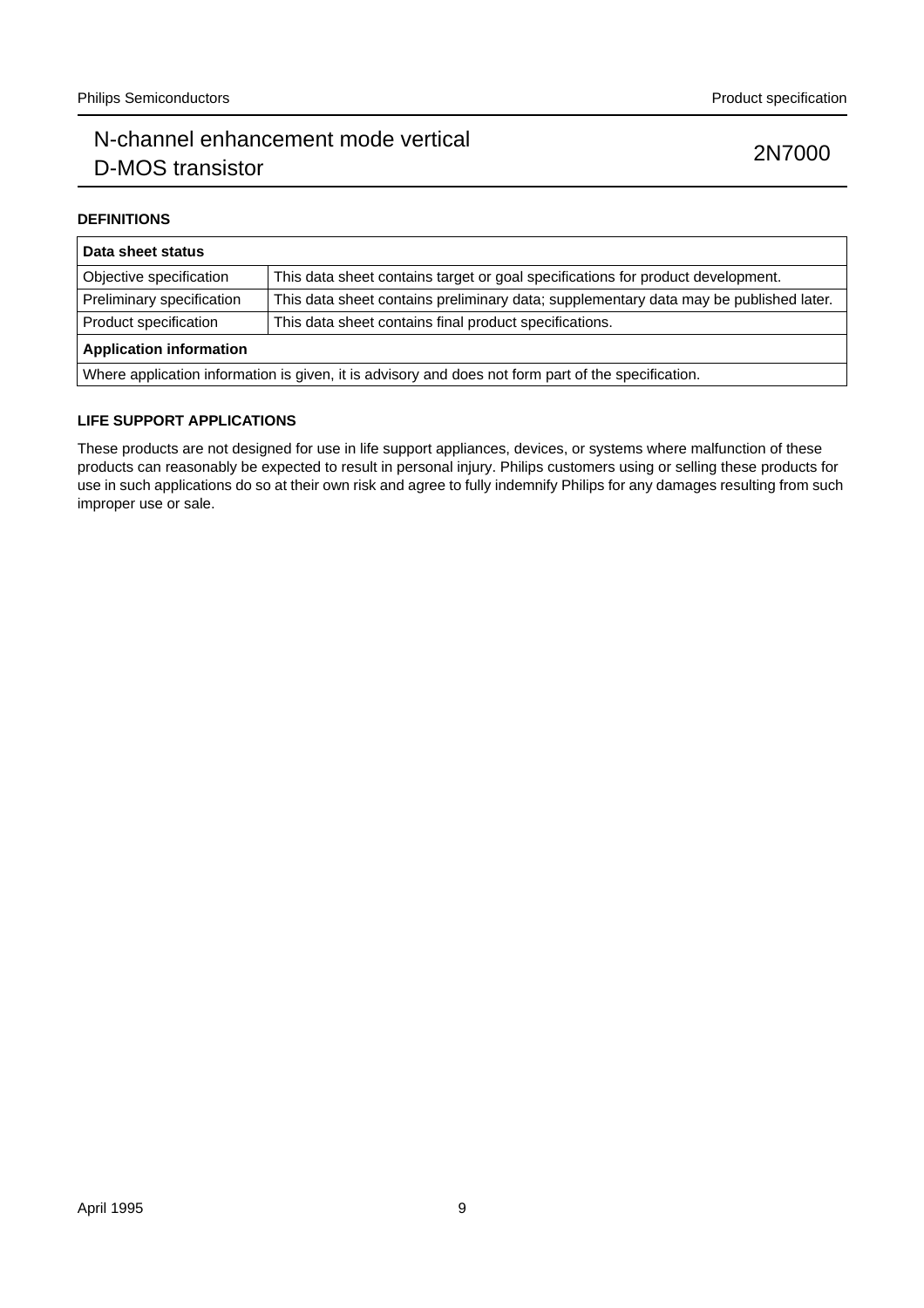## DEFINITIONS

| Data sheet status | |
|---|---|
| Objective specification | This data sheet contains target or goal specifications for product development. |
| Preliminary specification | This data sheet contains preliminary data; supplementary data may be published later. |
| Product specification | This data sheet contains final product specifications. |
| **Application information** | |
| Where application information is given, it is advisory and does not form part of the specification. | |

## LIFE SUPPORT APPLICATIONS

These products are not designed for use in life support appliances, devices, or systems where malfunction of these products can reasonably be expected to result in personal injury. Philips customers using or selling these products for use in such applications do so at their own risk and agree to fully indemnify Philips for any damages resulting from such improper use or sale.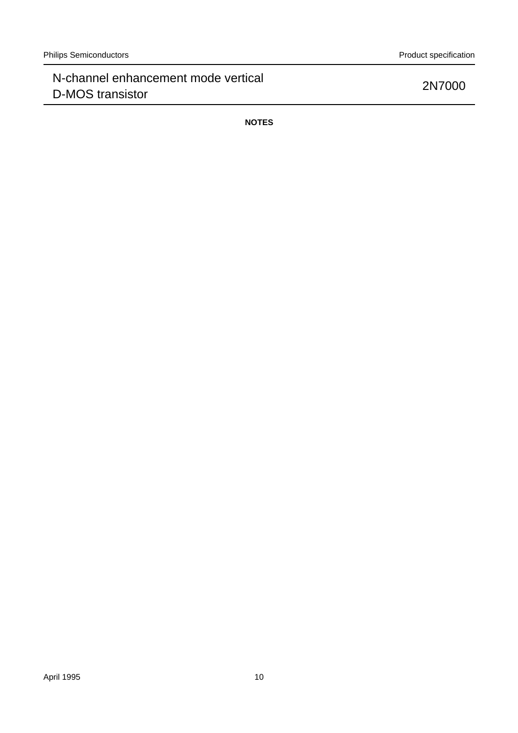## NOTES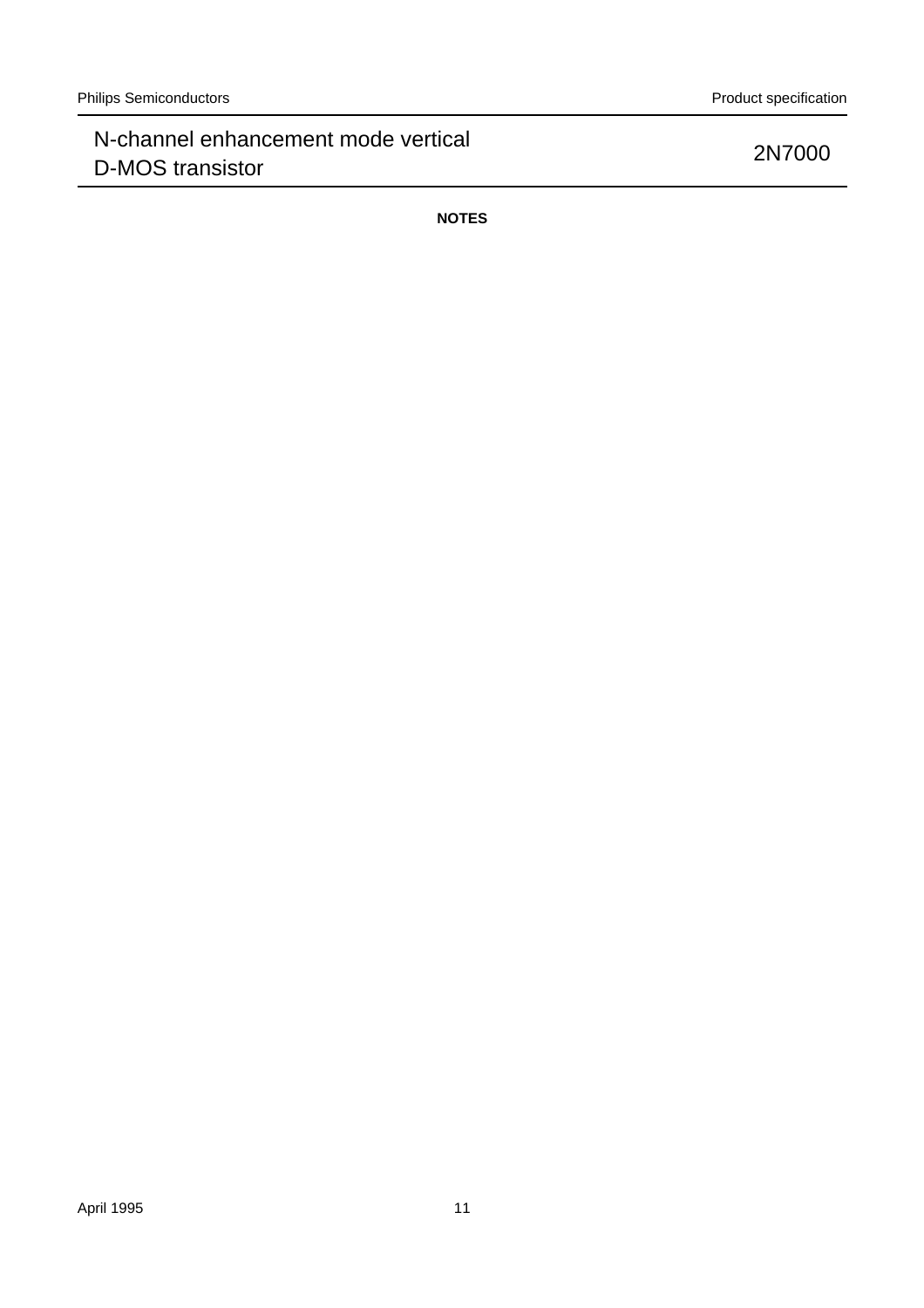## NOTES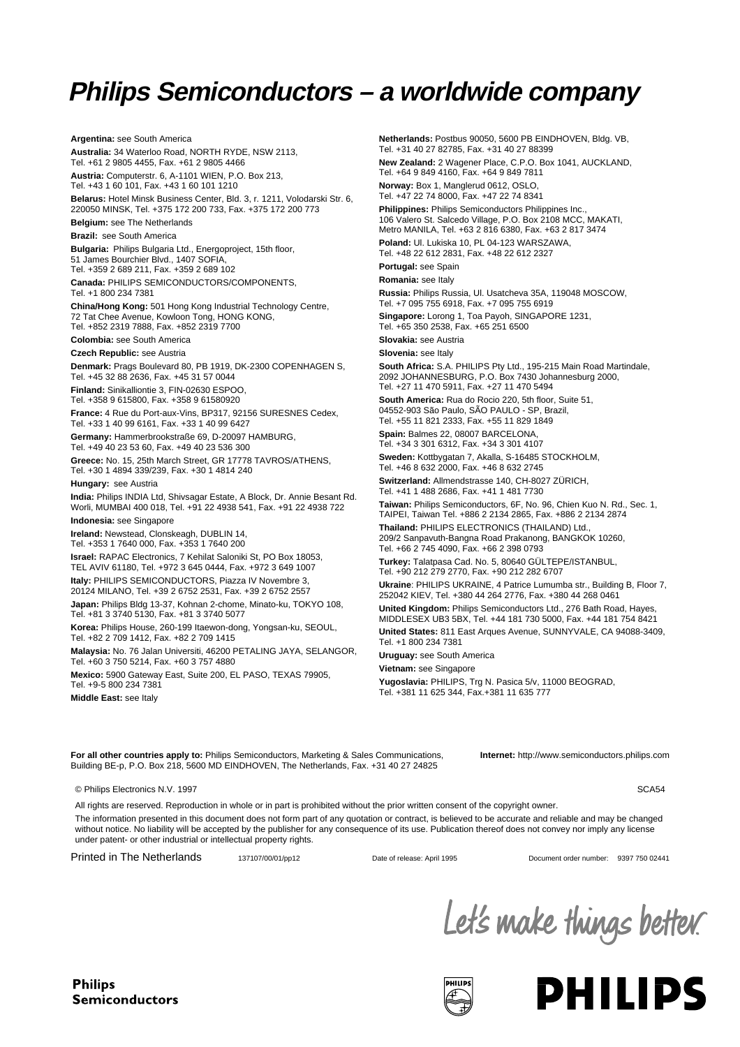# Philips Semiconductors – a worldwide company

**Argentina:** see South America

**Australia:** 34 Waterloo Road, NORTH RYDE, NSW 2113, Tel. +61 2 9805 4455, Fax. +61 2 9805 4466

**Austria:** Computerstr. 6, A-1101 WIEN, P.O. Box 213, Tel. +43 1 60 101, Fax. +43 1 60 101 1210

**Belarus:** Hotel Minsk Business Center, Bld. 3, r. 1211, Volodarski Str. 6, 220050 MINSK, Tel. +375 172 200 733, Fax. +375 172 200 773

**Belgium:** see The Netherlands

**Brazil:** see South America

**Bulgaria:** Philips Bulgaria Ltd., Energoproject, 15th floor, 51 James Bourchier Blvd., 1407 SOFIA, Tel. +359 2 689 211, Fax. +359 2 689 102

**Canada:** PHILIPS SEMICONDUCTORS/COMPONENTS, Tel. +1 800 234 7381

**China/Hong Kong:** 501 Hong Kong Industrial Technology Centre, 72 Tat Chee Avenue, Kowloon Tong, HONG KONG, Tel. +852 2319 7888, Fax. +852 2319 7700

**Colombia:** see South America

**Czech Republic:** see Austria

**Denmark:** Prags Boulevard 80, PB 1919, DK-2300 COPENHAGEN S, Tel. +45 32 88 2636, Fax. +45 31 57 0044

**Finland:** Sinikalliontie 3, FIN-02630 ESPOO, Tel. +358 9 615800, Fax. +358 9 61580920

**France:** 4 Rue du Port-aux-Vins, BP317, 92156 SURESNES Cedex, Tel. +33 1 40 99 6161, Fax. +33 1 40 99 6427

**Germany:** Hammerbrookstraße 69, D-20097 HAMBURG, Tel. +49 40 23 53 60, Fax. +49 40 23 536 300

**Greece:** No. 15, 25th March Street, GR 17778 TAVROS/ATHENS, Tel. +30 1 4894 339/239, Fax. +30 1 4814 240

**Hungary:** see Austria

**India:** Philips INDIA Ltd, Shivsagar Estate, A Block, Dr. Annie Besant Rd. Worli, MUMBAI 400 018, Tel. +91 22 4938 541, Fax. +91 22 4938 722

**Indonesia:** see Singapore

**Ireland:** Newstead, Clonskeagh, DUBLIN 14, Tel. +353 1 7640 000, Fax. +353 1 7640 200

**Israel:** RAPAC Electronics, 7 Kehilat Saloniki St, PO Box 18053, TEL AVIV 61180, Tel. +972 3 645 0444, Fax. +972 3 649 1007

**Italy:** PHILIPS SEMICONDUCTORS, Piazza IV Novembre 3, 20124 MILANO, Tel. +39 2 6752 2531, Fax. +39 2 6752 2557

**Japan:** Philips Bldg 13-37, Kohnan 2-chome, Minato-ku, TOKYO 108, Tel. +81 3 3740 5130, Fax. +81 3 3740 5077

**Korea:** Philips House, 260-199 Itaewon-dong, Yongsan-ku, SEOUL, Tel. +82 2 709 1412, Fax. +82 2 709 1415

**Malaysia:** No. 76 Jalan Universiti, 46200 PETALING JAYA, SELANGOR, Tel. +60 3 750 5214, Fax. +60 3 757 4880

**Mexico:** 5900 Gateway East, Suite 200, EL PASO, TEXAS 79905, Tel. +9-5 800 234 7381

**Middle East:** see Italy

**Netherlands:** Postbus 90050, 5600 PB EINDHOVEN, Bldg. VB, Tel. +31 40 27 82785, Fax. +31 40 27 88399

**New Zealand:** 2 Wagener Place, C.P.O. Box 1041, AUCKLAND, Tel. +64 9 849 4160, Fax. +64 9 849 7811

**Norway:** Box 1, Manglerud 0612, OSLO, Tel. +47 22 74 8000, Fax. +47 22 74 8341

**Philippines:** Philips Semiconductors Philippines Inc., 106 Valero St. Salcedo Village, P.O. Box 2108 MCC, MAKATI, Metro MANILA, Tel. +63 2 816 6380, Fax. +63 2 817 3474

**Poland:** Ul. Lukiska 10, PL 04-123 WARSZAWA, Tel. +48 22 612 2831, Fax. +48 22 612 2327

**Portugal:** see Spain

**Romania:** see Italy

**Russia:** Philips Russia, Ul. Usatcheva 35A, 119048 MOSCOW, Tel. +7 095 755 6918, Fax. +7 095 755 6919

**Singapore:** Lorong 1, Toa Payoh, SINGAPORE 1231, Tel. +65 350 2538, Fax. +65 251 6500

**Slovakia:** see Austria

**Slovenia:** see Italy

**South Africa:** S.A. PHILIPS Pty Ltd., 195-215 Main Road Martindale, 2092 JOHANNESBURG, P.O. Box 7430 Johannesburg 2000, Tel. +27 11 470 5911, Fax. +27 11 470 5494

**South America:** Rua do Rocio 220, 5th floor, Suite 51, 04552-903 São Paulo, SÃO PAULO - SP, Brazil, Tel. +55 11 821 2333, Fax. +55 11 829 1849

**Spain:** Balmes 22, 08007 BARCELONA, Tel. +34 3 301 6312, Fax. +34 3 301 4107

**Sweden:** Kottbygatan 7, Akalla, S-16485 STOCKHOLM, Tel. +46 8 632 2000, Fax. +46 8 632 2745

**Switzerland:** Allmendstrasse 140, CH-8027 ZÜRICH, Tel. +41 1 488 2686, Fax. +41 1 481 7730

**Taiwan:** Philips Semiconductors, 6F, No. 96, Chien Kuo N. Rd., Sec. 1, TAIPEI, Taiwan Tel. +886 2 2134 2865, Fax. +886 2 2134 2874

**Thailand:** PHILIPS ELECTRONICS (THAILAND) Ltd., 209/2 Sanpavuth-Bangna Road Prakanong, BANGKOK 10260, Tel. +66 2 745 4090, Fax. +66 2 398 0793

**Turkey:** Talatpasa Cad. No. 5, 80640 GÜLTEPE/ISTANBUL, Tel. +90 212 279 2770, Fax. +90 212 282 6707

**Ukraine**: PHILIPS UKRAINE, 4 Patrice Lumumba str., Building B, Floor 7, 252042 KIEV, Tel. +380 44 264 2776, Fax. +380 44 268 0461

**United Kingdom:** Philips Semiconductors Ltd., 276 Bath Road, Hayes, MIDDLESEX UB3 5BX, Tel. +44 181 730 5000, Fax. +44 181 754 8421

**United States:** 811 East Arques Avenue, SUNNYVALE, CA 94088-3409, Tel. +1 800 234 7381

**Uruguay:** see South America

**Vietnam:** see Singapore

**Yugoslavia:** PHILIPS, Trg N. Pasica 5/v, 11000 BEOGRAD, Tel. +381 11 625 344, Fax.+381 11 635 777

**For all other countries apply to:** Philips Semiconductors, Marketing & Sales Communications, Building BE-p, P.O. Box 218, 5600 MD EINDHOVEN, The Netherlands, Fax. +31 40 27 24825

**Internet:** http://www.semiconductors.philips.com

© Philips Electronics N.V. 1997 SCA54

All rights are reserved. Reproduction in whole or in part is prohibited without the prior written consent of the copyright owner.

The information presented in this document does not form part of any quotation or contract, is believed to be accurate and reliable and may be changed without notice. No liability will be accepted by the publisher for any consequence of its use. Publication thereof does not convey nor imply any license under patent- or other industrial or intellectual property rights.

Printed in The Netherlands 137107/00/01/pp12 Date of release: April 1995 Document order number: 9397 750 02441

Let's make things better.

**Philips Semiconductors**

**PHILIPS**